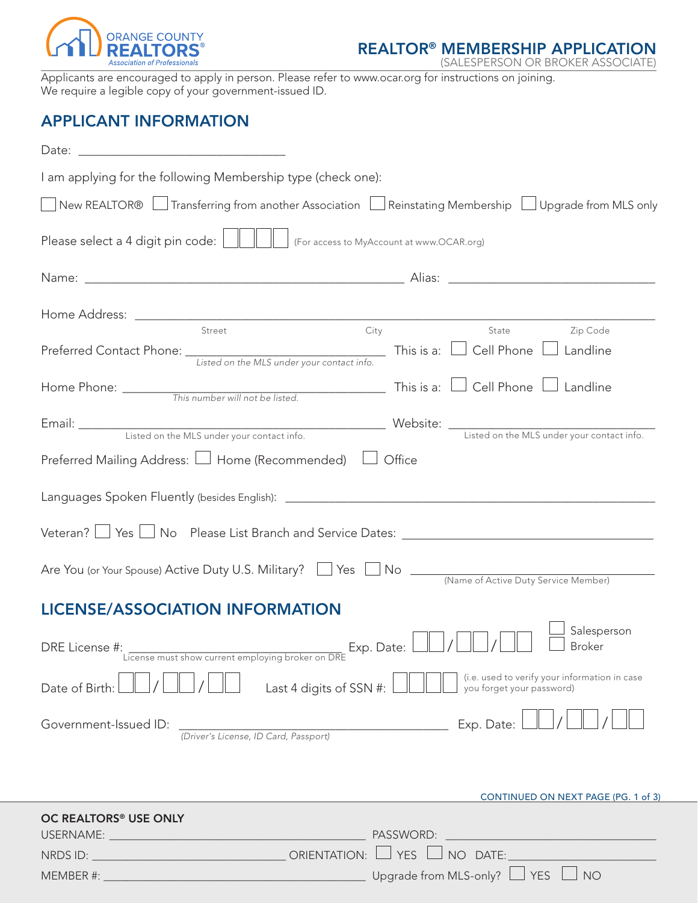ORANGE COUNTY REALTORS® Association of Professionals

# REALTOR® MEMBERSHIP APPLICATION

(SALESPERSON OR BROKER ASSOCIATE)

Applicants are encouraged to apply in person. Please refer to www.ocar.org for instructions on joining.
We require a legible copy of your government-issued ID.

## APPLICANT INFORMATION

Date: ______________________________

I am applying for the following Membership type (check one):

☐ New REALTOR® ☐ Transferring from another Association ☐ Reinstating Membership ☐ Upgrade from MLS only

Please select a 4 digit pin code: ☐☐☐☐ (For access to MyAccount at www.OCAR.org)

Name: ______________________________ Alias: ______________________________

Home Address: ____________________________________________________________
Street City State Zip Code

Preferred Contact Phone: ______________________________ This is a: ☐ Cell Phone ☐ Landline
*Listed on the MLS under your contact info.*

Home Phone: ______________________________ This is a: ☐ Cell Phone ☐ Landline
*This number will not be listed.*

Email: ______________________________ Website: ______________________________
Listed on the MLS under your contact info. Listed on the MLS under your contact info.

Preferred Mailing Address: ☐ Home (Recommended) ☐ Office

Languages Spoken Fluently (besides English): ______________________________

Veteran? ☐ Yes ☐ No Please List Branch and Service Dates: ______________________________

Are You (or Your Spouse) Active Duty U.S. Military? ☐ Yes ☐ No ______________________________
(Name of Active Duty Service Member)

## LICENSE/ASSOCIATION INFORMATION

DRE License #: ______________________________ Exp. Date: ☐☐ / ☐☐ / ☐☐ ☐ Salesperson ☐ Broker
License must show current employing broker on DRE

Date of Birth: ☐☐ / ☐☐ / ☐☐ Last 4 digits of SSN #: ☐☐☐☐ (i.e. used to verify your information in case you forget your password)

Government-Issued ID: ______________________________ Exp. Date: ☐☐ / ☐☐ / ☐☐
*(Driver's License, ID Card, Passport)*

CONTINUED ON NEXT PAGE

**OC REALTORS® USE ONLY**

USERNAME: ______________________________ PASSWORD: ______________________________

NRDS ID: ______________________________ ORIENTATION: ☐ YES ☐ NO DATE: ______________________________

MEMBER #: ______________________________ Upgrade from MLS-only? ☐ YES ☐ NO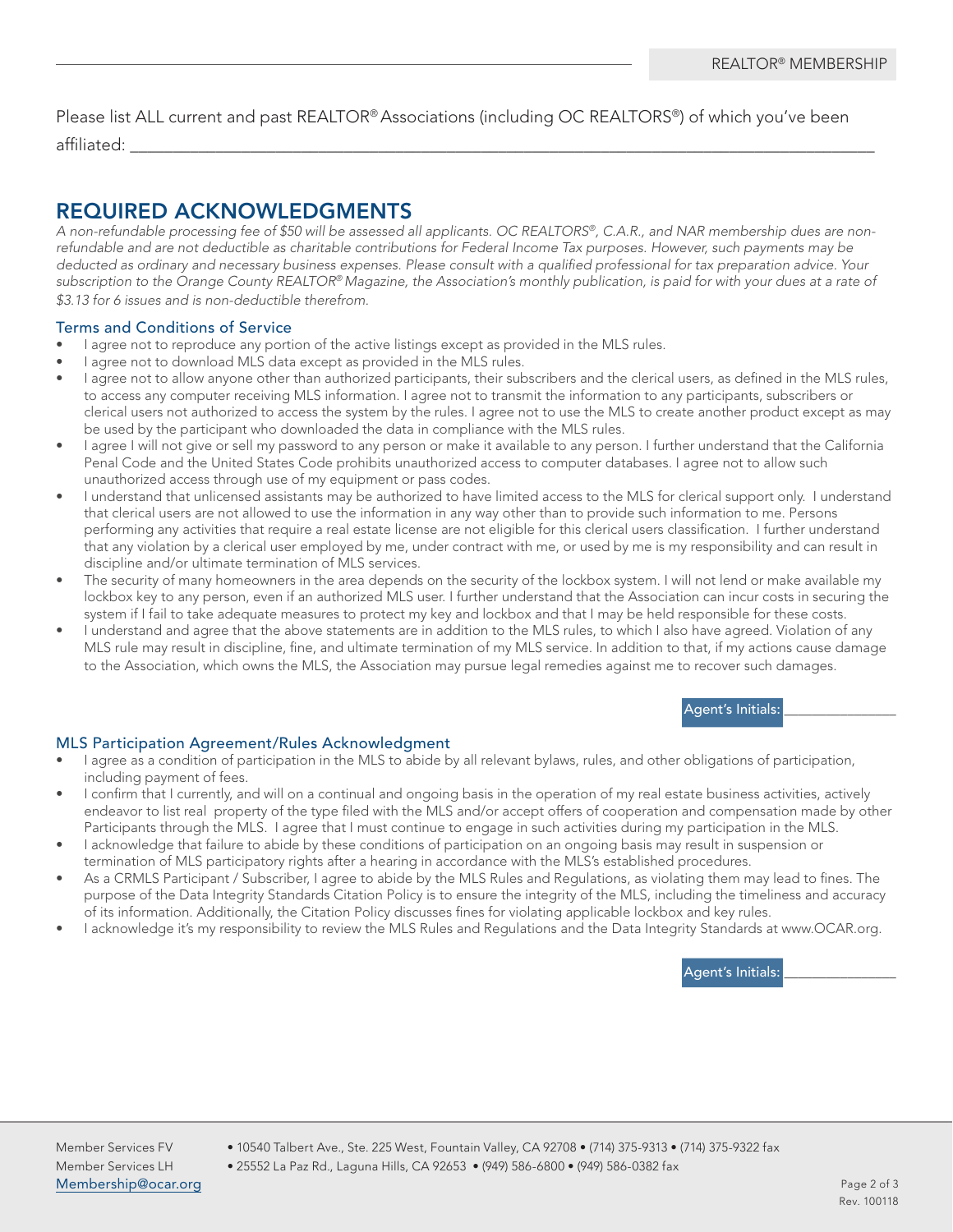Please list ALL current and past REALTOR® Associations (including OC REALTORS®) of which you've been affiliated: ___________________________________________________________________________

## REQUIRED ACKNOWLEDGMENTS

*A non-refundable processing fee of $50 will be assessed all applicants. OC REALTORS®, C.A.R., and NAR membership dues are non-refundable and are not deductible as charitable contributions for Federal Income Tax purposes. However, such payments may be deducted as ordinary and necessary business expenses. Please consult with a qualified professional for tax preparation advice. Your subscription to the Orange County REALTOR® Magazine, the Association's monthly publication, is paid for with your dues at a rate of $3.13 for 6 issues and is non-deductible therefrom.*

### Terms and Conditions of Service

- I agree not to reproduce any portion of the active listings except as provided in the MLS rules.
- I agree not to download MLS data except as provided in the MLS rules.
- I agree not to allow anyone other than authorized participants, their subscribers and the clerical users, as defined in the MLS rules, to access any computer receiving MLS information. I agree not to transmit the information to any participants, subscribers or clerical users not authorized to access the system by the rules. I agree not to use the MLS to create another product except as may be used by the participant who downloaded the data in compliance with the MLS rules.
- I agree I will not give or sell my password to any person or make it available to any person. I further understand that the California Penal Code and the United States Code prohibits unauthorized access to computer databases. I agree not to allow such unauthorized access through use of my equipment or pass codes.
- I understand that unlicensed assistants may be authorized to have limited access to the MLS for clerical support only. I understand that clerical users are not allowed to use the information in any way other than to provide such information to me. Persons performing any activities that require a real estate license are not eligible for this clerical users classification. I further understand that any violation by a clerical user employed by me, under contract with me, or used by me is my responsibility and can result in discipline and/or ultimate termination of MLS services.
- The security of many homeowners in the area depends on the security of the lockbox system. I will not lend or make available my lockbox key to any person, even if an authorized MLS user. I further understand that the Association can incur costs in securing the system if I fail to take adequate measures to protect my key and lockbox and that I may be held responsible for these costs.
- I understand and agree that the above statements are in addition to the MLS rules, to which I also have agreed. Violation of any MLS rule may result in discipline, fine, and ultimate termination of my MLS service. In addition to that, if my actions cause damage to the Association, which owns the MLS, the Association may pursue legal remedies against me to recover such damages.

Agent's Initials: _______________

### MLS Participation Agreement/Rules Acknowledgment

- I agree as a condition of participation in the MLS to abide by all relevant bylaws, rules, and other obligations of participation, including payment of fees.
- I confirm that I currently, and will on a continual and ongoing basis in the operation of my real estate business activities, actively endeavor to list real property of the type filed with the MLS and/or accept offers of cooperation and compensation made by other Participants through the MLS. I agree that I must continue to engage in such activities during my participation in the MLS.
- I acknowledge that failure to abide by these conditions of participation on an ongoing basis may result in suspension or termination of MLS participatory rights after a hearing in accordance with the MLS's established procedures.
- As a CRMLS Participant / Subscriber, I agree to abide by the MLS Rules and Regulations, as violating them may lead to fines. The purpose of the Data Integrity Standards Citation Policy is to ensure the integrity of the MLS, including the timeliness and accuracy of its information. Additionally, the Citation Policy discusses fines for violating applicable lockbox and key rules.
- I acknowledge it's my responsibility to review the MLS Rules and Regulations and the Data Integrity Standards at www.OCAR.org.

Agent's Initials: _______________

Member Services FV • 10540 Talbert Ave., Ste. 225 West, Fountain Valley, CA 92708 • (714) 375-9313 • (714) 375-9322 fax
Member Services LH • 25552 La Paz Rd., Laguna Hills, CA 92653 • (949) 586-6800 • (949) 586-0382 fax
Membership@ocar.org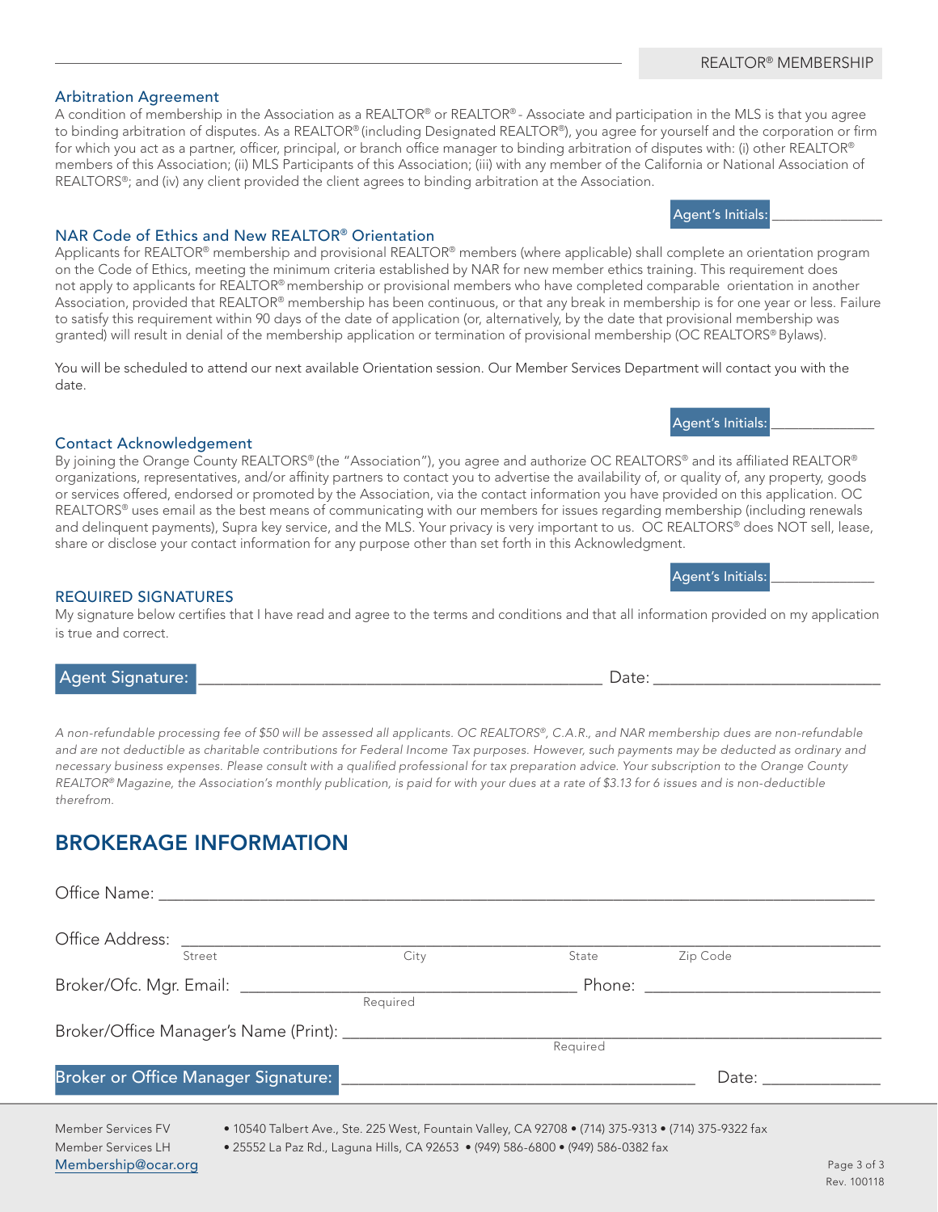## Arbitration Agreement

A condition of membership in the Association as a REALTOR® or REALTOR® - Associate and participation in the MLS is that you agree to binding arbitration of disputes. As a REALTOR® (including Designated REALTOR®), you agree for yourself and the corporation or firm for which you act as a partner, officer, principal, or branch office manager to binding arbitration of disputes with: (i) other REALTOR® members of this Association; (ii) MLS Participants of this Association; (iii) with any member of the California or National Association of REALTORS®; and (iv) any client provided the client agrees to binding arbitration at the Association.

Agent's Initials: _______________

## NAR Code of Ethics and New REALTOR® Orientation

Applicants for REALTOR® membership and provisional REALTOR® members (where applicable) shall complete an orientation program on the Code of Ethics, meeting the minimum criteria established by NAR for new member ethics training. This requirement does not apply to applicants for REALTOR® membership or provisional members who have completed comparable orientation in another Association, provided that REALTOR® membership has been continuous, or that any break in membership is for one year or less. Failure to satisfy this requirement within 90 days of the date of application (or, alternatively, by the date that provisional membership was granted) will result in denial of the membership application or termination of provisional membership (OC REALTORS® Bylaws).

You will be scheduled to attend our next available Orientation session. Our Member Services Department will contact you with the date.

Agent's Initials: _______________

## Contact Acknowledgement

By joining the Orange County REALTORS® (the "Association"), you agree and authorize OC REALTORS® and its affiliated REALTOR® organizations, representatives, and/or affinity partners to contact you to advertise the availability of, or quality of, any property, goods or services offered, endorsed or promoted by the Association, via the contact information you have provided on this application. OC REALTORS® uses email as the best means of communicating with our members for issues regarding membership (including renewals and delinquent payments), Supra key service, and the MLS. Your privacy is very important to us. OC REALTORS® does NOT sell, lease, share or disclose your contact information for any purpose other than set forth in this Acknowledgment.

Agent's Initials: _______________

## REQUIRED SIGNATURES

My signature below certifies that I have read and agree to the terms and conditions and that all information provided on my application is true and correct.

Agent Signature: _______________________________________________ Date: ___________________________

*A non-refundable processing fee of $50 will be assessed all applicants. OC REALTORS®, C.A.R., and NAR membership dues are non-refundable and are not deductible as charitable contributions for Federal Income Tax purposes. However, such payments may be deducted as ordinary and necessary business expenses. Please consult with a qualified professional for tax preparation advice. Your subscription to the Orange County REALTOR® Magazine, the Association's monthly publication, is paid for with your dues at a rate of $3.13 for 6 issues and is non-deductible therefrom.*

# BROKERAGE INFORMATION

Office Name: _______________________________________________________________________________

Office Address: _____________________________________________________________________________
Street — City — State — Zip Code

Broker/Ofc. Mgr. Email: ________________________________________ (Required) Phone: ___________________________

Broker/Office Manager's Name (Print): _______________________________________________________ (Required)

Broker or Office Manager Signature: ________________________________________ Date: ______________

Member Services FV • 10540 Talbert Ave., Ste. 225 West, Fountain Valley, CA 92708 • (714) 375-9313 • (714) 375-9322 fax
Member Services LH • 25552 La Paz Rd., Laguna Hills, CA 92653 • (949) 586-6800 • (949) 586-0382 fax
Membership@ocar.org

Rev. 100118